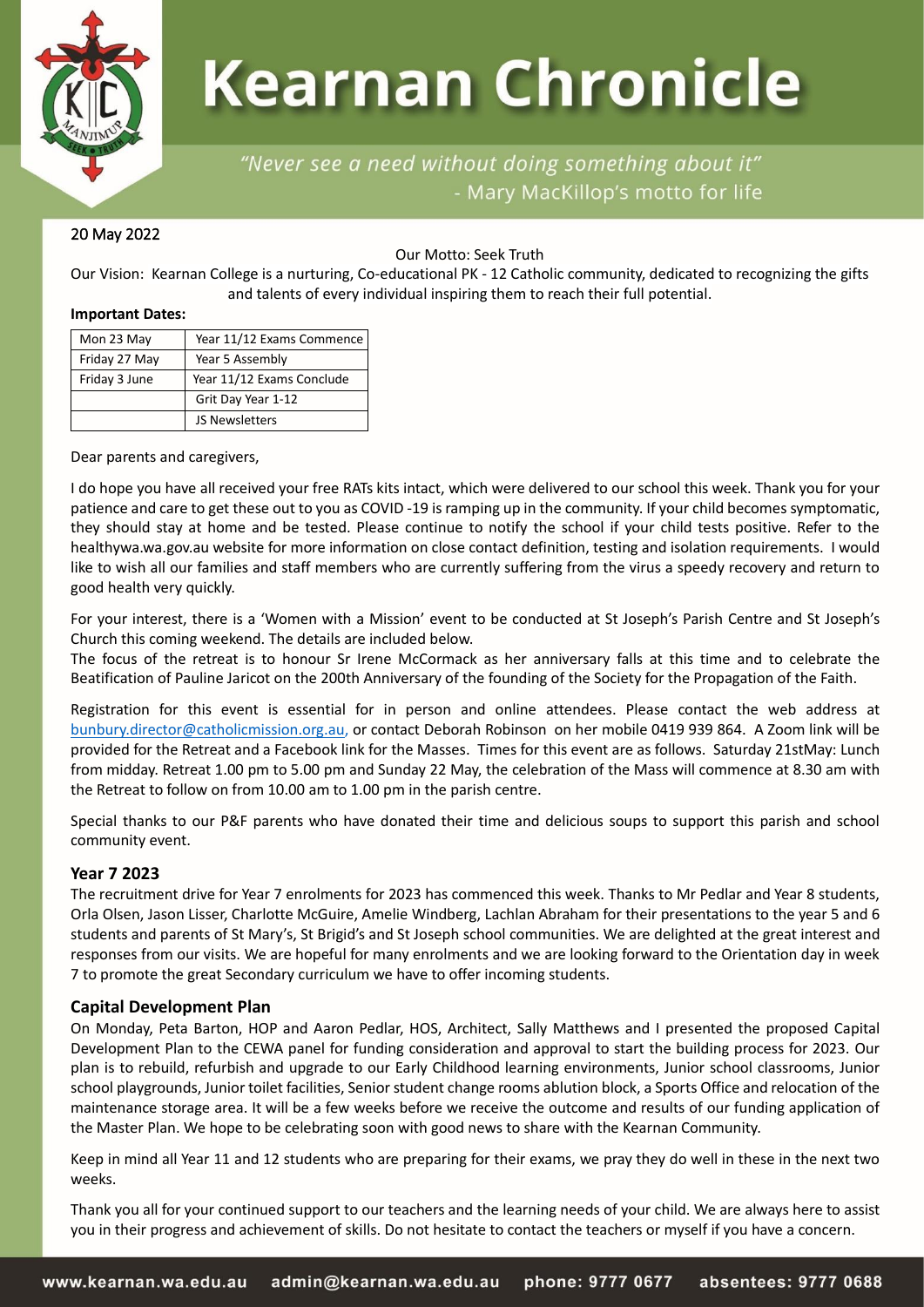# Kearnan Chronicle

*"Never see a need without doing something about it"*
- Mary MacKillop's motto for life

20 May 2022

Our Motto: Seek Truth

Our Vision: Kearnan College is a nurturing, Co-educational PK - 12 Catholic community, dedicated to recognizing the gifts and talents of every individual inspiring them to reach their full potential.

**Important Dates:**

| | |
|---|---|
| Mon 23 May | Year 11/12 Exams Commence |
| Friday 27 May | Year 5 Assembly |
| Friday 3 June | Year 11/12 Exams Conclude |
| | Grit Day Year 1-12 |
| | JS Newsletters |

Dear parents and caregivers,

I do hope you have all received your free RATs kits intact, which were delivered to our school this week. Thank you for your patience and care to get these out to you as COVID -19 is ramping up in the community. If your child becomes symptomatic, they should stay at home and be tested. Please continue to notify the school if your child tests positive. Refer to the healthywa.wa.gov.au website for more information on close contact definition, testing and isolation requirements. I would like to wish all our families and staff members who are currently suffering from the virus a speedy recovery and return to good health very quickly.

For your interest, there is a 'Women with a Mission' event to be conducted at St Joseph's Parish Centre and St Joseph's Church this coming weekend. The details are included below.
The focus of the retreat is to honour Sr Irene McCormack as her anniversary falls at this time and to celebrate the Beatification of Pauline Jaricot on the 200th Anniversary of the founding of the Society for the Propagation of the Faith.

Registration for this event is essential for in person and online attendees. Please contact the web address at bunbury.director@catholicmission.org.au, or contact Deborah Robinson on her mobile 0419 939 864. A Zoom link will be provided for the Retreat and a Facebook link for the Masses. Times for this event are as follows. Saturday 21stMay: Lunch from midday. Retreat 1.00 pm to 5.00 pm and Sunday 22 May, the celebration of the Mass will commence at 8.30 am with the Retreat to follow on from 10.00 am to 1.00 pm in the parish centre.

Special thanks to our P&F parents who have donated their time and delicious soups to support this parish and school community event.

## Year 7 2023

The recruitment drive for Year 7 enrolments for 2023 has commenced this week. Thanks to Mr Pedlar and Year 8 students, Orla Olsen, Jason Lisser, Charlotte McGuire, Amelie Windberg, Lachlan Abraham for their presentations to the year 5 and 6 students and parents of St Mary's, St Brigid's and St Joseph school communities. We are delighted at the great interest and responses from our visits. We are hopeful for many enrolments and we are looking forward to the Orientation day in week 7 to promote the great Secondary curriculum we have to offer incoming students.

## Capital Development Plan

On Monday, Peta Barton, HOP and Aaron Pedlar, HOS, Architect, Sally Matthews and I presented the proposed Capital Development Plan to the CEWA panel for funding consideration and approval to start the building process for 2023. Our plan is to rebuild, refurbish and upgrade to our Early Childhood learning environments, Junior school classrooms, Junior school playgrounds, Junior toilet facilities, Senior student change rooms ablution block, a Sports Office and relocation of the maintenance storage area. It will be a few weeks before we receive the outcome and results of our funding application of the Master Plan. We hope to be celebrating soon with good news to share with the Kearnan Community.

Keep in mind all Year 11 and 12 students who are preparing for their exams, we pray they do well in these in the next two weeks.

Thank you all for your continued support to our teachers and the learning needs of your child. We are always here to assist you in their progress and achievement of skills. Do not hesitate to contact the teachers or myself if you have a concern.

www.kearnan.wa.edu.au admin@kearnan.wa.edu.au phone: 9777 0677 absentees: 9777 0688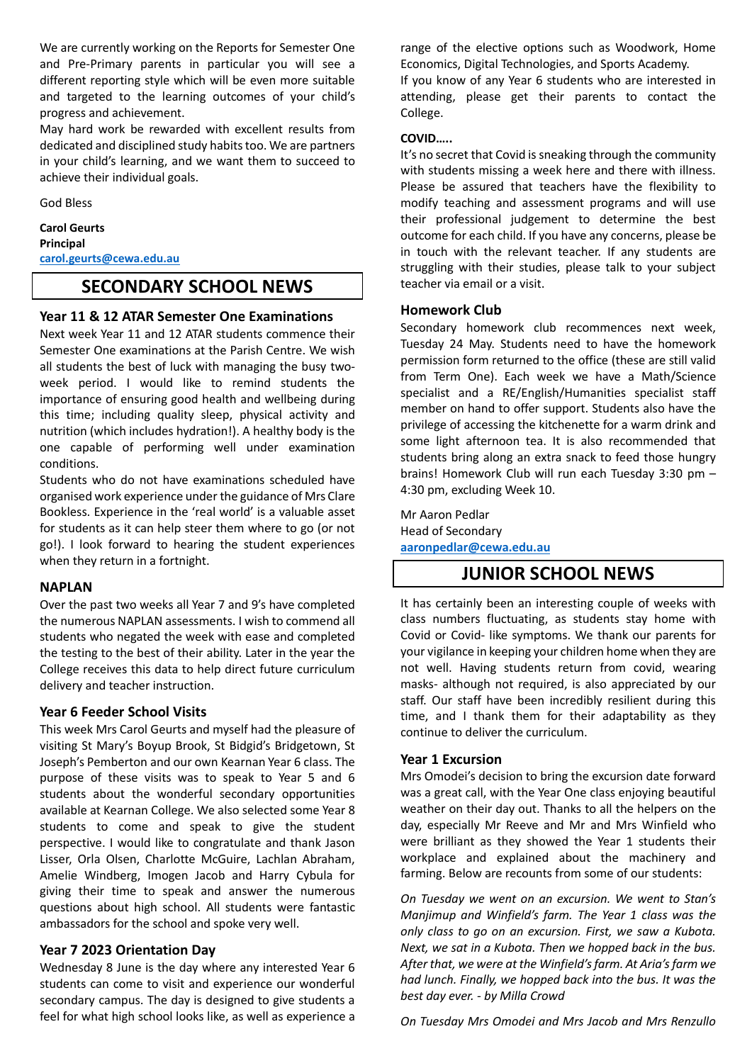We are currently working on the Reports for Semester One and Pre-Primary parents in particular you will see a different reporting style which will be even more suitable and targeted to the learning outcomes of your child's progress and achievement.

May hard work be rewarded with excellent results from dedicated and disciplined study habits too. We are partners in your child's learning, and we want them to succeed to achieve their individual goals.

God Bless

**Carol Geurts**
**Principal**
**carol.geurts@cewa.edu.au**

# SECONDARY SCHOOL NEWS

## Year 11 & 12 ATAR Semester One Examinations

Next week Year 11 and 12 ATAR students commence their Semester One examinations at the Parish Centre. We wish all students the best of luck with managing the busy two-week period. I would like to remind students the importance of ensuring good health and wellbeing during this time; including quality sleep, physical activity and nutrition (which includes hydration!). A healthy body is the one capable of performing well under examination conditions.

Students who do not have examinations scheduled have organised work experience under the guidance of Mrs Clare Bookless. Experience in the 'real world' is a valuable asset for students as it can help steer them where to go (or not go!). I look forward to hearing the student experiences when they return in a fortnight.

## NAPLAN

Over the past two weeks all Year 7 and 9's have completed the numerous NAPLAN assessments. I wish to commend all students who negated the week with ease and completed the testing to the best of their ability. Later in the year the College receives this data to help direct future curriculum delivery and teacher instruction.

## Year 6 Feeder School Visits

This week Mrs Carol Geurts and myself had the pleasure of visiting St Mary's Boyup Brook, St Bidgid's Bridgetown, St Joseph's Pemberton and our own Kearnan Year 6 class. The purpose of these visits was to speak to Year 5 and 6 students about the wonderful secondary opportunities available at Kearnan College. We also selected some Year 8 students to come and speak to give the student perspective. I would like to congratulate and thank Jason Lisser, Orla Olsen, Charlotte McGuire, Lachlan Abraham, Amelie Windberg, Imogen Jacob and Harry Cybula for giving their time to speak and answer the numerous questions about high school. All students were fantastic ambassadors for the school and spoke very well.

## Year 7 2023 Orientation Day

Wednesday 8 June is the day where any interested Year 6 students can come to visit and experience our wonderful secondary campus. The day is designed to give students a feel for what high school looks like, as well as experience a range of the elective options such as Woodwork, Home Economics, Digital Technologies, and Sports Academy.

If you know of any Year 6 students who are interested in attending, please get their parents to contact the College.

**COVID…..**

It's no secret that Covid is sneaking through the community with students missing a week here and there with illness. Please be assured that teachers have the flexibility to modify teaching and assessment programs and will use their professional judgement to determine the best outcome for each child. If you have any concerns, please be in touch with the relevant teacher. If any students are struggling with their studies, please talk to your subject teacher via email or a visit.

## Homework Club

Secondary homework club recommences next week, Tuesday 24 May. Students need to have the homework permission form returned to the office (these are still valid from Term One). Each week we have a Math/Science specialist and a RE/English/Humanities specialist staff member on hand to offer support. Students also have the privilege of accessing the kitchenette for a warm drink and some light afternoon tea. It is also recommended that students bring along an extra snack to feed those hungry brains! Homework Club will run each Tuesday 3:30 pm – 4:30 pm, excluding Week 10.

Mr Aaron Pedlar
Head of Secondary
**aaronpedlar@cewa.edu.au**

# JUNIOR SCHOOL NEWS

It has certainly been an interesting couple of weeks with class numbers fluctuating, as students stay home with Covid or Covid- like symptoms. We thank our parents for your vigilance in keeping your children home when they are not well. Having students return from covid, wearing masks- although not required, is also appreciated by our staff. Our staff have been incredibly resilient during this time, and I thank them for their adaptability as they continue to deliver the curriculum.

## Year 1 Excursion

Mrs Omodei's decision to bring the excursion date forward was a great call, with the Year One class enjoying beautiful weather on their day out. Thanks to all the helpers on the day, especially Mr Reeve and Mr and Mrs Winfield who were brilliant as they showed the Year 1 students their workplace and explained about the machinery and farming. Below are recounts from some of our students:

*On Tuesday we went on an excursion. We went to Stan's Manjimup and Winfield's farm. The Year 1 class was the only class to go on an excursion. First, we saw a Kubota. Next, we sat in a Kubota. Then we hopped back in the bus. After that, we were at the Winfield's farm. At Aria's farm we had lunch. Finally, we hopped back into the bus. It was the best day ever. - by Milla Crowd*

*On Tuesday Mrs Omodei and Mrs Jacob and Mrs Renzullo*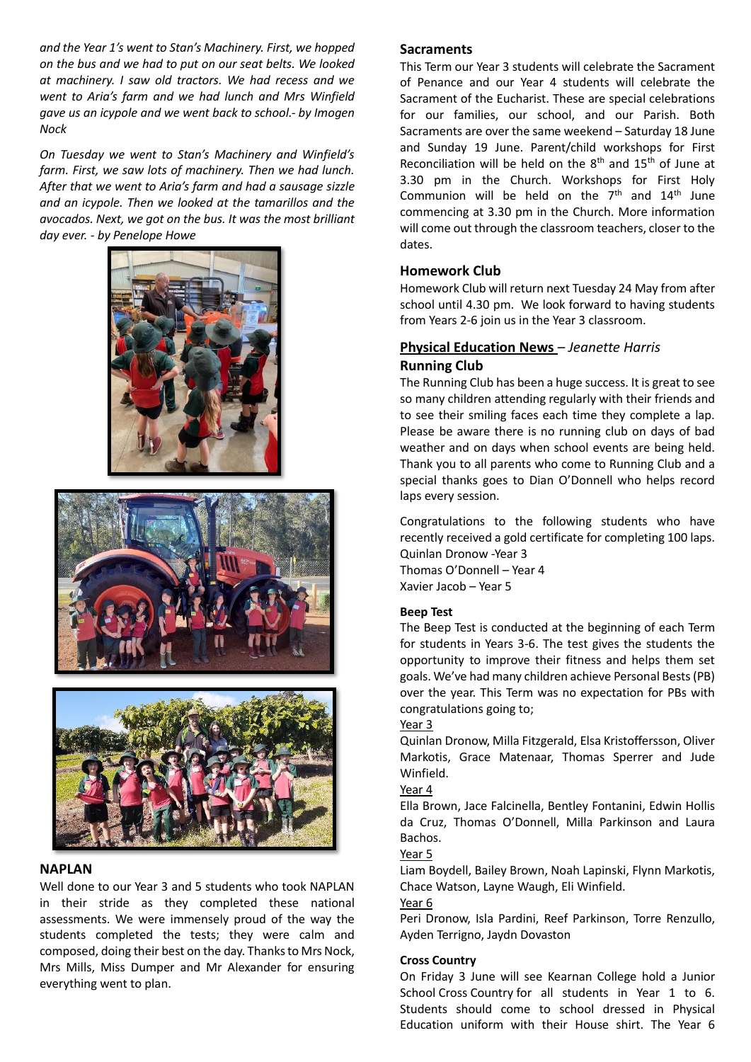*and the Year 1's went to Stan's Machinery. First, we hopped on the bus and we had to put on our seat belts. We looked at machinery. I saw old tractors. We had recess and we went to Aria's farm and we had lunch and Mrs Winfield gave us an icypole and we went back to school.- by Imogen Nock*

*On Tuesday we went to Stan's Machinery and Winfield's farm. First, we saw lots of machinery. Then we had lunch. After that we went to Aria's farm and had a sausage sizzle and an icypole. Then we looked at the tamarillos and the avocados. Next, we got on the bus. It was the most brilliant day ever. - by Penelope Howe*

## NAPLAN

Well done to our Year 3 and 5 students who took NAPLAN in their stride as they completed these national assessments. We were immensely proud of the way the students completed the tests; they were calm and composed, doing their best on the day. Thanks to Mrs Nock, Mrs Mills, Miss Dumper and Mr Alexander for ensuring everything went to plan.

## Sacraments

This Term our Year 3 students will celebrate the Sacrament of Penance and our Year 4 students will celebrate the Sacrament of the Eucharist. These are special celebrations for our families, our school, and our Parish. Both Sacraments are over the same weekend – Saturday 18 June and Sunday 19 June. Parent/child workshops for First Reconciliation will be held on the 8th and 15th of June at 3.30 pm in the Church. Workshops for First Holy Communion will be held on the 7th and 14th June commencing at 3.30 pm in the Church. More information will come out through the classroom teachers, closer to the dates.

## Homework Club

Homework Club will return next Tuesday 24 May from after school until 4.30 pm. We look forward to having students from Years 2-6 join us in the Year 3 classroom.

## Physical Education News – *Jeanette Harris*

### Running Club

The Running Club has been a huge success. It is great to see so many children attending regularly with their friends and to see their smiling faces each time they complete a lap. Please be aware there is no running club on days of bad weather and on days when school events are being held. Thank you to all parents who come to Running Club and a special thanks goes to Dian O'Donnell who helps record laps every session.

Congratulations to the following students who have recently received a gold certificate for completing 100 laps.
Quinlan Dronow -Year 3
Thomas O'Donnell – Year 4
Xavier Jacob – Year 5

### Beep Test

The Beep Test is conducted at the beginning of each Term for students in Years 3-6. The test gives the students the opportunity to improve their fitness and helps them set goals. We've had many children achieve Personal Bests (PB) over the year. This Term was no expectation for PBs with congratulations going to;

Year 3
Quinlan Dronow, Milla Fitzgerald, Elsa Kristoffersson, Oliver Markotis, Grace Matenaar, Thomas Sperrer and Jude Winfield.

Year 4
Ella Brown, Jace Falcinella, Bentley Fontanini, Edwin Hollis da Cruz, Thomas O'Donnell, Milla Parkinson and Laura Bachos.

Year 5
Liam Boydell, Bailey Brown, Noah Lapinski, Flynn Markotis, Chace Watson, Layne Waugh, Eli Winfield.

Year 6
Peri Dronow, Isla Pardini, Reef Parkinson, Torre Renzullo, Ayden Terrigno, Jaydn Dovaston

### Cross Country

On Friday 3 June will see Kearnan College hold a Junior School Cross Country for all students in Year 1 to 6. Students should come to school dressed in Physical Education uniform with their House shirt. The Year 6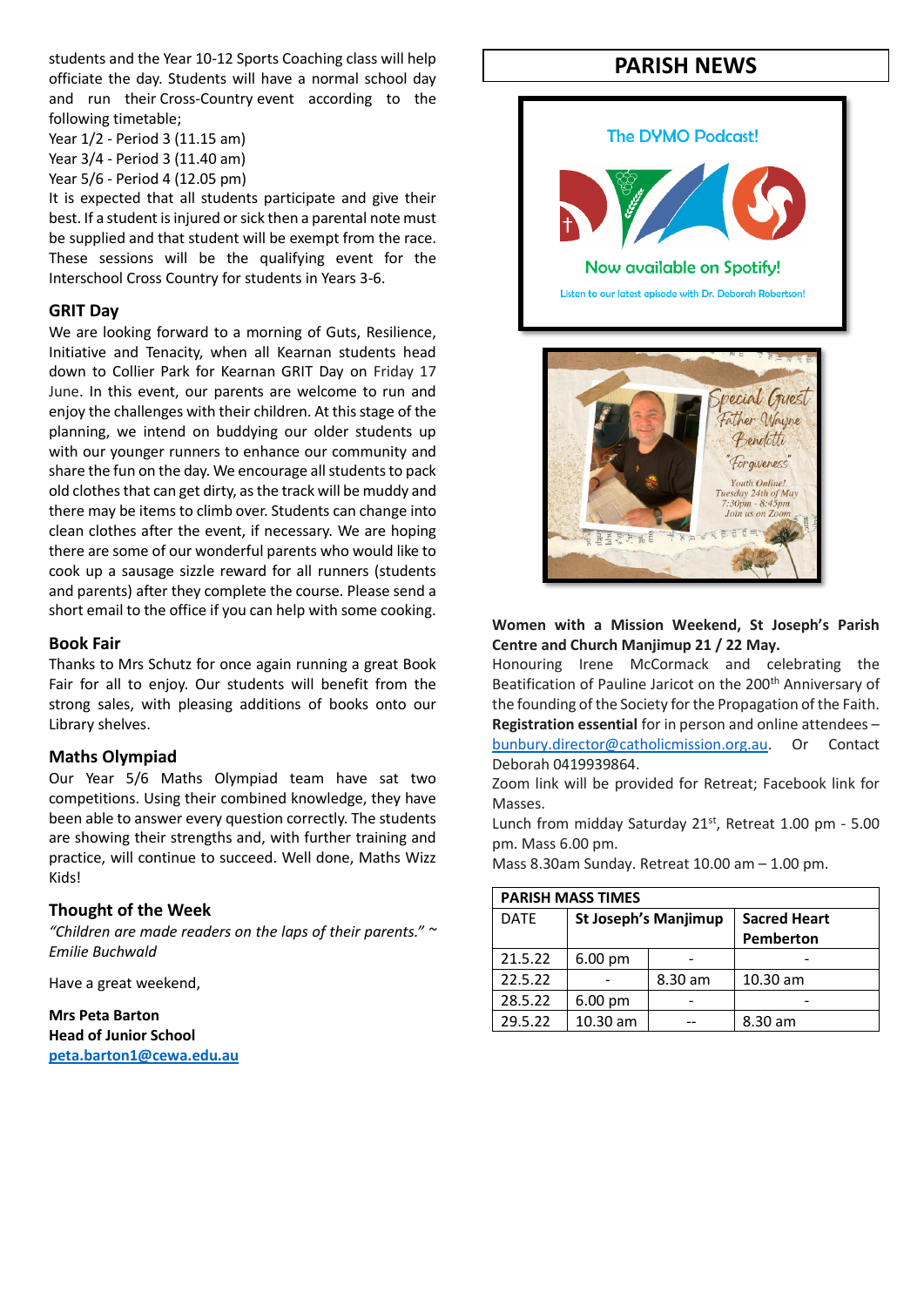students and the Year 10-12 Sports Coaching class will help officiate the day. Students will have a normal school day and run their Cross-Country event according to the following timetable;

Year 1/2 - Period 3 (11.15 am)
Year 3/4 - Period 3 (11.40 am)
Year 5/6 - Period 4 (12.05 pm)

It is expected that all students participate and give their best. If a student is injured or sick then a parental note must be supplied and that student will be exempt from the race. These sessions will be the qualifying event for the Interschool Cross Country for students in Years 3-6.

### GRIT Day

We are looking forward to a morning of Guts, Resilience, Initiative and Tenacity, when all Kearnan students head down to Collier Park for Kearnan GRIT Day on Friday 17 June. In this event, our parents are welcome to run and enjoy the challenges with their children. At this stage of the planning, we intend on buddying our older students up with our younger runners to enhance our community and share the fun on the day. We encourage all students to pack old clothes that can get dirty, as the track will be muddy and there may be items to climb over. Students can change into clean clothes after the event, if necessary. We are hoping there are some of our wonderful parents who would like to cook up a sausage sizzle reward for all runners (students and parents) after they complete the course. Please send a short email to the office if you can help with some cooking.

### Book Fair

Thanks to Mrs Schutz for once again running a great Book Fair for all to enjoy. Our students will benefit from the strong sales, with pleasing additions of books onto our Library shelves.

### Maths Olympiad

Our Year 5/6 Maths Olympiad team have sat two competitions. Using their combined knowledge, they have been able to answer every question correctly. The students are showing their strengths and, with further training and practice, will continue to succeed. Well done, Maths Wizz Kids!

### Thought of the Week

*"Children are made readers on the laps of their parents." ~ Emilie Buchwald*

Have a great weekend,

**Mrs Peta Barton**
**Head of Junior School**
**peta.barton1@cewa.edu.au**

## PARISH NEWS

The DYMO Podcast!

Now available on Spotify!

Listen to our latest episode with Dr. Deborah Robertson!

Special Guest Father Wayne Bendotti "Forgiveness"
Youth Online! Tuesday 24th of May 7:30pm - 8:45pm Join us on Zoom

**Women with a Mission Weekend, St Joseph's Parish Centre and Church Manjimup 21 / 22 May.**

Honouring Irene McCormack and celebrating the Beatification of Pauline Jaricot on the 200th Anniversary of the founding of the Society for the Propagation of the Faith. **Registration essential** for in person and online attendees – bunbury.director@catholicmission.org.au. Or Contact Deborah 0419939864.

Zoom link will be provided for Retreat; Facebook link for Masses.

Lunch from midday Saturday 21st, Retreat 1.00 pm - 5.00 pm. Mass 6.00 pm.

Mass 8.30am Sunday. Retreat 10.00 am – 1.00 pm.

| PARISH MASS TIMES | | | |
|---|---|---|---|
| DATE | St Joseph's Manjimup | | Sacred Heart Pemberton |
| 21.5.22 | 6.00 pm | - | - |
| 22.5.22 | - | 8.30 am | 10.30 am |
| 28.5.22 | 6.00 pm | - | - |
| 29.5.22 | 10.30 am | -- | 8.30 am |